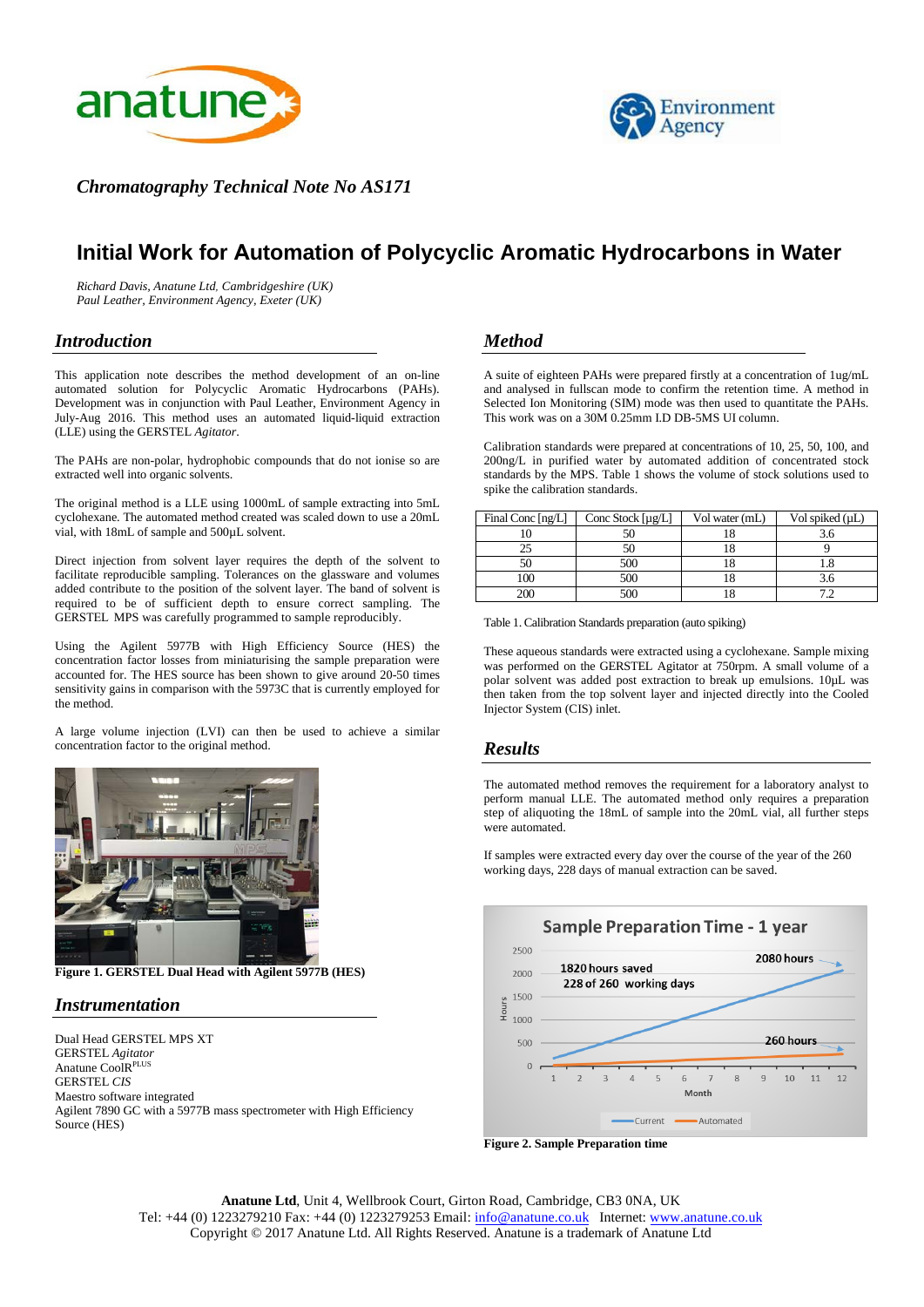*Chromatography Technical Note No AS171*

# Initial Work for Automation of Polycyclic Aromatic Hydrocarbons in Water

*Richard Davis, Anatune Ltd, Cambridgeshire (UK)*
*Paul Leather, Environment Agency, Exeter (UK)*

## Introduction

This application note describes the method development of an on-line automated solution for Polycyclic Aromatic Hydrocarbons (PAHs). Development was in conjunction with Paul Leather, Environment Agency in July-Aug 2016. This method uses an automated liquid-liquid extraction (LLE) using the GERSTEL *Agitator*.

The PAHs are non-polar, hydrophobic compounds that do not ionise so are extracted well into organic solvents.

The original method is a LLE using 1000mL of sample extracting into 5mL cyclohexane. The automated method created was scaled down to use a 20mL vial, with 18mL of sample and 500µL solvent.

Direct injection from solvent layer requires the depth of the solvent to facilitate reproducible sampling. Tolerances on the glassware and volumes added contribute to the position of the solvent layer. The band of solvent is required to be of sufficient depth to ensure correct sampling. The GERSTEL MPS was carefully programmed to sample reproducibly.

Using the Agilent 5977B with High Efficiency Source (HES) the concentration factor losses from miniaturising the sample preparation were accounted for. The HES source has been shown to give around 20-50 times sensitivity gains in comparison with the 5973C that is currently employed for the method.

A large volume injection (LVI) can then be used to achieve a similar concentration factor to the original method.

**Figure 1. GERSTEL Dual Head with Agilent 5977B (HES)**

## Instrumentation

Dual Head GERSTEL MPS XT
GERSTEL *Agitator*
Anatune CoolR[PLUS]
GERSTEL *CIS*
Maestro software integrated
Agilent 7890 GC with a 5977B mass spectrometer with High Efficiency Source (HES)

## Method

A suite of eighteen PAHs were prepared firstly at a concentration of 1ug/mL and analysed in fullscan mode to confirm the retention time. A method in Selected Ion Monitoring (SIM) mode was then used to quantitate the PAHs. This work was on a 30M 0.25mm I.D DB-5MS UI column.

Calibration standards were prepared at concentrations of 10, 25, 50, 100, and 200ng/L in purified water by automated addition of concentrated stock standards by the MPS. Table 1 shows the volume of stock solutions used to spike the calibration standards.

| Final Conc [ng/L] | Conc Stock [µg/L] | Vol water (mL) | Vol spiked (µL) |
|---|---|---|---|
| 10 | 50 | 18 | 3.6 |
| 25 | 50 | 18 | 9 |
| 50 | 500 | 18 | 1.8 |
| 100 | 500 | 18 | 3.6 |
| 200 | 500 | 18 | 7.2 |

Table 1. Calibration Standards preparation (auto spiking)

These aqueous standards were extracted using a cyclohexane. Sample mixing was performed on the GERSTEL Agitator at 750rpm. A small volume of a polar solvent was added post extraction to break up emulsions. 10µL was then taken from the top solvent layer and injected directly into the Cooled Injector System (CIS) inlet.

## Results

The automated method removes the requirement for a laboratory analyst to perform manual LLE. The automated method only requires a preparation step of aliquoting the 18mL of sample into the 20mL vial, all further steps were automated.

If samples were extracted every day over the course of the year of the 260 working days, 228 days of manual extraction can be saved.

**Figure 2. Sample Preparation time**

**Anatune Ltd**, Unit 4, Wellbrook Court, Girton Road, Cambridge, CB3 0NA, UK
Tel: +44 (0) 1223279210 Fax: +44 (0) 1223279253 Email: info@anatune.co.uk Internet: www.anatune.co.uk
Copyright © 2017 Anatune Ltd. All Rights Reserved. Anatune is a trademark of Anatune Ltd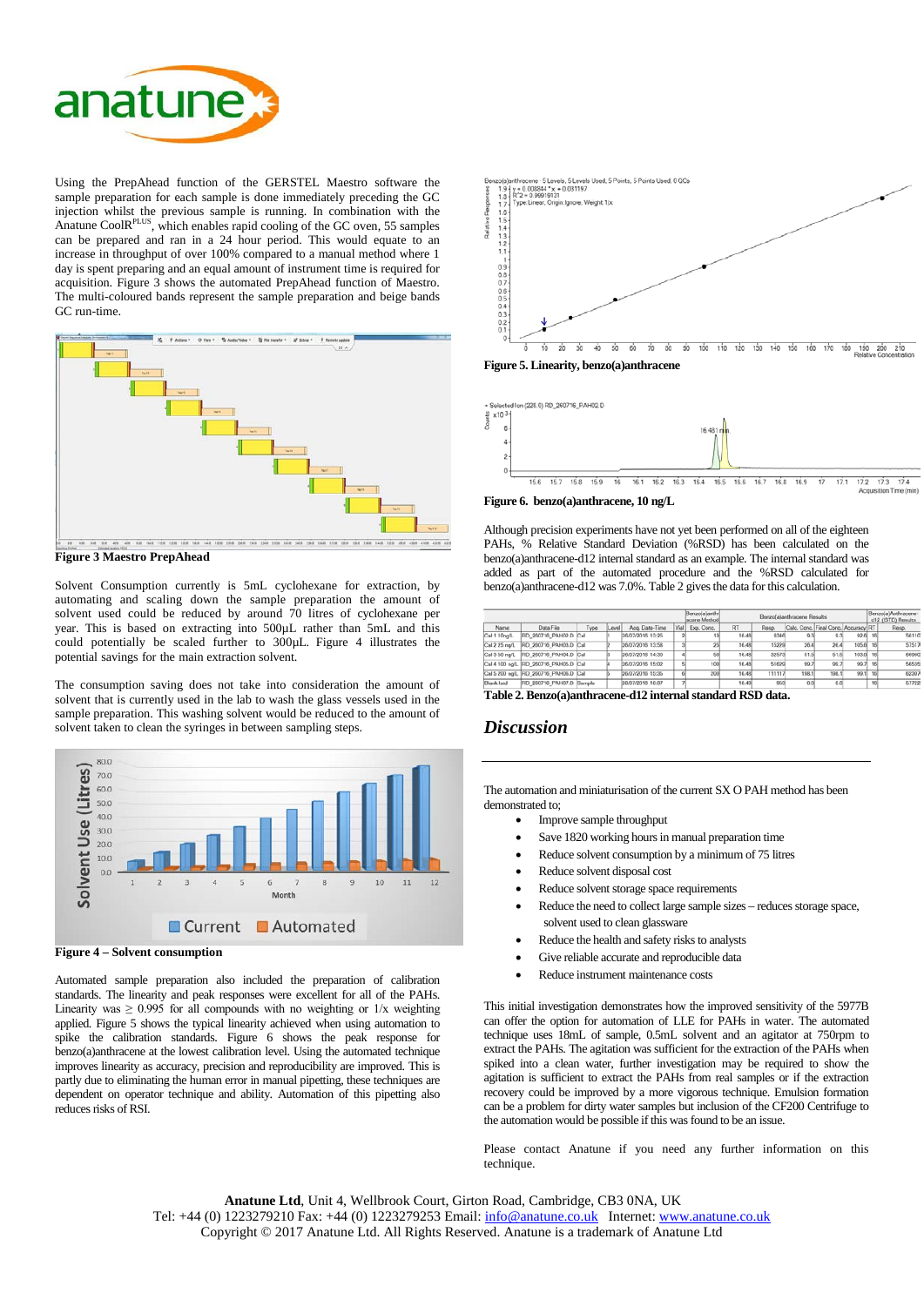anatune

Using the PrepAhead function of the GERSTEL Maestro software the sample preparation for each sample is done immediately preceding the GC injection whilst the previous sample is running. In combination with the Anatune CoolR[PLUS], which enables rapid cooling of the GC oven, 55 samples can be prepared and ran in a 24 hour period. This would equate to an increase in throughput of over 100% compared to a manual method where 1 day is spent preparing and an equal amount of instrument time is required for acquisition. Figure 3 shows the automated PrepAhead function of Maestro. The multi-coloured bands represent the sample preparation and beige bands GC run-time.

**Figure 3 Maestro PrepAhead**

Solvent Consumption currently is 5mL cyclohexane for extraction, by automating and scaling down the sample preparation the amount of solvent used could be reduced by around 70 litres of cyclohexane per year. This is based on extracting into 500µL rather than 5mL and this could potentially be scaled further to 300µL. Figure 4 illustrates the potential savings for the main extraction solvent.

The consumption saving does not take into consideration the amount of solvent that is currently used in the lab to wash the glass vessels used in the sample preparation. This washing solvent would be reduced to the amount of solvent taken to clean the syringes in between sampling steps.

Solvent Use (Litres)
80.0
70.0
60.0
50.0
40.0
30.0
20.0
10.0
0.0
1 2 3 4 5 6 7 8 9 10 11 12
Month
Current Automated

**Figure 4 – Solvent consumption**

Automated sample preparation also included the preparation of calibration standards. The linearity and peak responses were excellent for all of the PAHs. Linearity was ≥ 0.995 for all compounds with no weighting or 1/x weighting applied. Figure 5 shows the typical linearity achieved when using automation to spike the calibration standards. Figure 6 shows the peak response for benzo(a)anthracene at the lowest calibration level. Using the automated technique improves linearity as accuracy, precision and reproducibility are improved. This is partly due to eliminating the human error in manual pipetting, these techniques are dependent on operator technique and ability. Automation of this pipetting also reduces risks of RSI.

Benzo(a)anthracene - 5 Levels, 5 Levels Used, 5 Points, 5 Points Used, 0 QCs
$y = 0.008844 * x - 0.031197$
$R^2 = 0.99919131$
Type:Linear, Origin:Ignore, Weight:1/x
Relative Responses
Relative Concentration

**Figure 5. Linearity, benzo(a)anthracene**

+ Selected Ion (228.0) RD_260716_PAH02.D
x10^3
Counts
16.481 min.
Acquisition Time (min)

**Figure 6. benzo(a)anthracene, 10 ng/L**

Although precision experiments have not yet been performed on all of the eighteen PAHs, % Relative Standard Deviation (%RSD) has been calculated on the benzo(a)anthracene-d12 internal standard as an example. The internal standard was added as part of the automated procedure and the %RSD calculated for benzo(a)anthracene-d12 was 7.0%. Table 2 gives the data for this calculation.

| | | | | | | Benzo(a)anthracene Method | Benzo(a)anthracene Results | | | | | Benzo(a)Anthracene-d12 (ISTD) Results | |
|---|---|---|---|---|---|---|---|---|---|---|---|---|---|
| Name | Data File | Type | Level | Acq. Date-Time | Vial | Exp. Conc. | RT | Resp. | Calc. Conc. | Final Conc. | Accuracy | RT | Resp. |
| Cal 1 10ng/L | RD_260716_PAH02.D | Cal | 1 | 26/07/2016 11:25 | 2 | 10 | 16.48 | 6566 | 9.5 | 9.5 | 92.6 | 16 | 56110 |
| Cal 2 25 ng/L | RD_260716_PAH03.D | Cal | 2 | 26/07/2016 12:58 | 3 | 25 | 16.48 | 11229 | 26.4 | 26.4 | 105.6 | 16 | 51517 |
| Cal 3 50 ng/L | RD_260716_PAH04.D | Cal | 3 | 26/07/2016 14:30 | 4 | 50 | 16.48 | 32573 | 51.5 | 51.5 | 103.0 | 16 | 64992 |
| Cal 4 100 ng/L | RD_260716_PAH05.D | Cal | 4 | 26/07/2016 15:02 | 5 | 100 | 16.48 | 51629 | 99.7 | 96.7 | 99.7 | 16 | 56535 |
| Cal 5 200 ng/L | RD_260716_PAH06.D | Cal | 5 | 26/07/2016 15:35 | 6 | 200 | 16.48 | 111117 | 198.1 | 198.1 | 99.1 | 16 | 62307 |
| Blank bed | RD_260716_PAH07.D | Sample | | 26/07/2016 16:07 | 7 | | 16.49 | 650 | 0.0 | 0.0 | | 16 | 57722 |

**Table 2. Benzo(a)anthracene-d12 internal standard RSD data.**

## *Discussion*

The automation and miniaturisation of the current SX O PAH method has been demonstrated to;

- Improve sample throughput
- Save 1820 working hours in manual preparation time
- Reduce solvent consumption by a minimum of 75 litres
- Reduce solvent disposal cost
- Reduce solvent storage space requirements
- Reduce the need to collect large sample sizes – reduces storage space, solvent used to clean glassware
- Reduce the health and safety risks to analysts
- Give reliable accurate and reproducible data
- Reduce instrument maintenance costs

This initial investigation demonstrates how the improved sensitivity of the 5977B can offer the option for automation of LLE for PAHs in water. The automated technique uses 18mL of sample, 0.5mL solvent and an agitator at 750rpm to extract the PAHs. The agitation was sufficient for the extraction of the PAHs when spiked into a clean water, further investigation may be required to show the agitation is sufficient to extract the PAHs from real samples or if the extraction recovery could be improved by a more vigorous technique. Emulsion formation can be a problem for dirty water samples but inclusion of the CF200 Centrifuge to the automation would be possible if this was found to be an issue.

Please contact Anatune if you need any further information on this technique.

**Anatune Ltd**, Unit 4, Wellbrook Court, Girton Road, Cambridge, CB3 0NA, UK
Tel: +44 (0) 1223279210 Fax: +44 (0) 1223279253 Email: info@anatune.co.uk Internet: www.anatune.co.uk
Copyright © 2017 Anatune Ltd. All Rights Reserved. Anatune is a trademark of Anatune Ltd